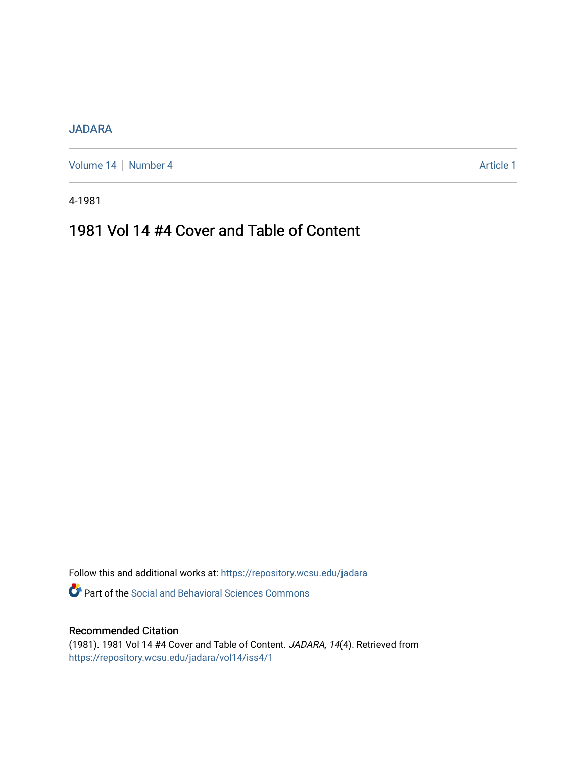JADARA

Volume 14 | Number 4 Article 1

4-1981

# 1981 Vol 14 #4 Cover and Table of Content

Follow this and additional works at: https://repository.wcsu.edu/jadara

Part of the Social and Behavioral Sciences Commons

## Recommended Citation

(1981). 1981 Vol 14 #4 Cover and Table of Content. *JADARA, 14*(4). Retrieved from https://repository.wcsu.edu/jadara/vol14/iss4/1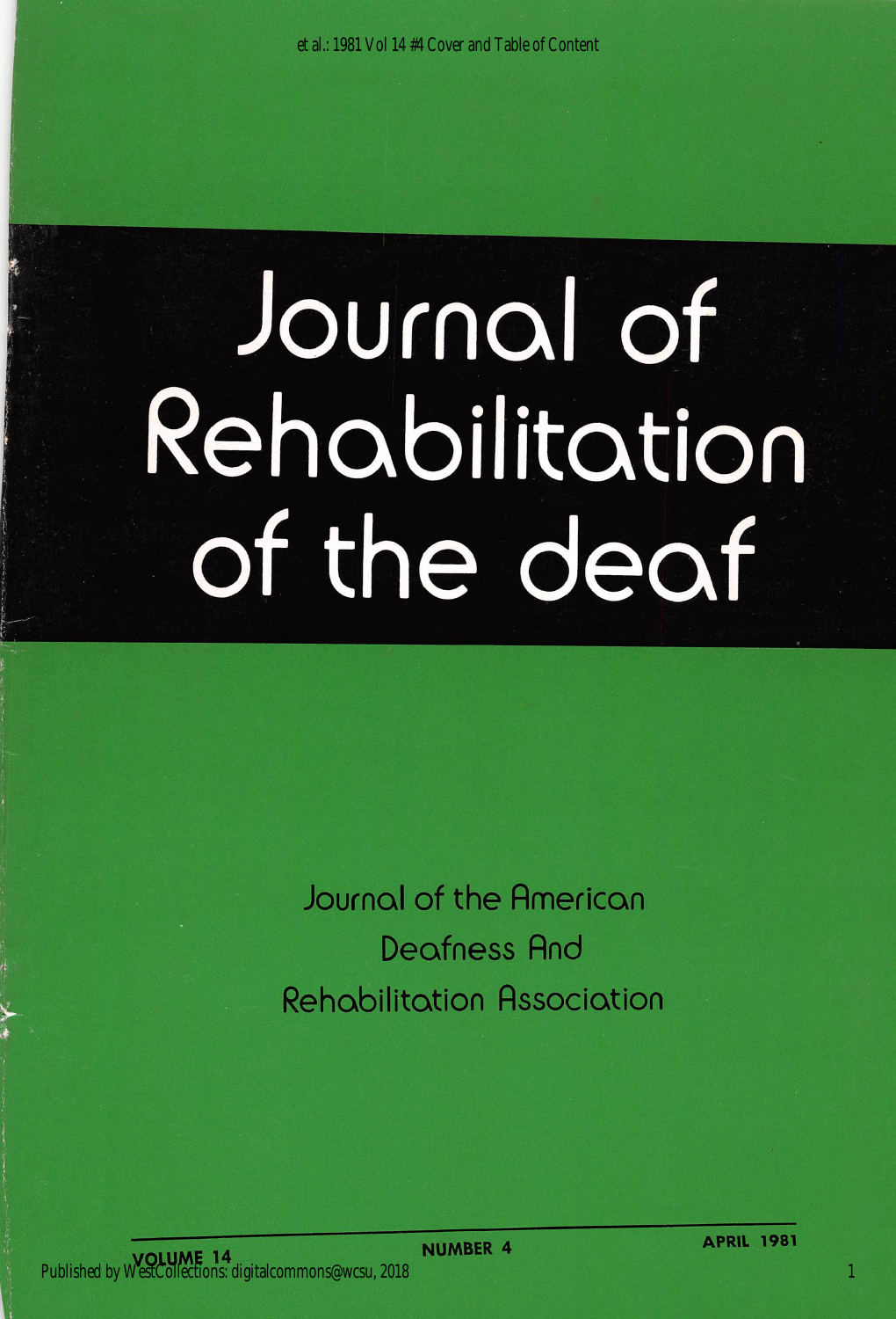# Journal of Rehabilitation of the deaf

Journal of the American Deafness And Rehabilitation Association

VOLUME 14 NUMBER 4 APRIL 1981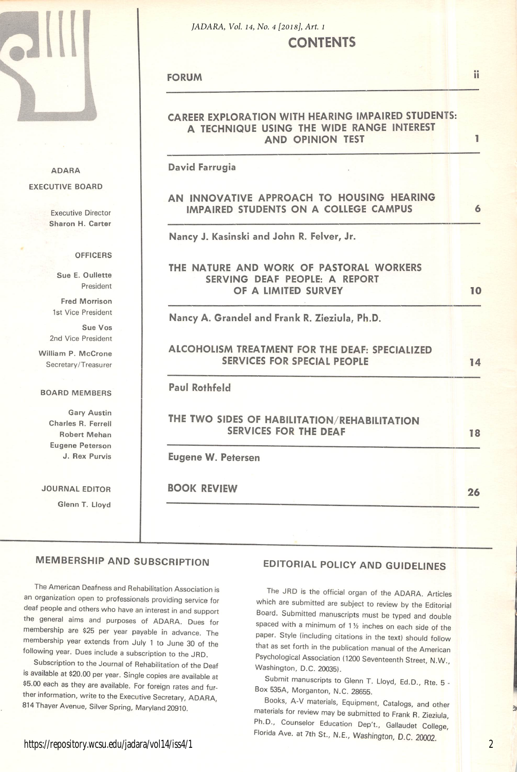# CONTENTS

| | |
|---|---|
| **FORUM** | ii |
| **CAREER EXPLORATION WITH HEARING IMPAIRED STUDENTS: A TECHNIQUE USING THE WIDE RANGE INTEREST AND OPINION TEST** | 1 |
| David Farrugia | |
| **AN INNOVATIVE APPROACH TO HOUSING HEARING IMPAIRED STUDENTS ON A COLLEGE CAMPUS** | 6 |
| Nancy J. Kasinski and John R. Felver, Jr. | |
| **THE NATURE AND WORK OF PASTORAL WORKERS SERVING DEAF PEOPLE: A REPORT OF A LIMITED SURVEY** | 10 |
| Nancy A. Grandel and Frank R. Zieziula, Ph.D. | |
| **ALCOHOLISM TREATMENT FOR THE DEAF: SPECIALIZED SERVICES FOR SPECIAL PEOPLE** | 14 |
| Paul Rothfeld | |
| **THE TWO SIDES OF HABILITATION/REHABILITATION SERVICES FOR THE DEAF** | 18 |
| Eugene W. Petersen | |
| **BOOK REVIEW** | 26 |

**ADARA**

**EXECUTIVE BOARD**

Executive Director
**Sharon H. Carter**

**OFFICERS**

**Sue E. Oullette**
President

**Fred Morrison**
1st Vice President

**Sue Vos**
2nd Vice President

**William P. McCrone**
Secretary/Treasurer

**BOARD MEMBERS**

**Gary Austin**
**Charles R. Ferrell**
**Robert Mehan**
**Eugene Peterson**
**J. Rex Purvis**

**JOURNAL EDITOR**

**Glenn T. Lloyd**

## MEMBERSHIP AND SUBSCRIPTION

The American Deafness and Rehabilitation Association is an organization open to professionals providing service for deaf people and others who have an interest in and support the general aims and purposes of ADARA. Dues for membership are $25 per year payable in advance. The membership year extends from July 1 to June 30 of the following year. Dues include a subscription to the JRD.

Subscription to the Journal of Rehabilitation of the Deaf is available at $20.00 per year. Single copies are available at $5.00 each as they are available. For foreign rates and further information, write to the Executive Secretary, ADARA, 814 Thayer Avenue, Silver Spring, Maryland 20910.

## EDITORIAL POLICY AND GUIDELINES

The JRD is the official organ of the ADARA. Articles which are submitted are subject to review by the Editorial Board. Submitted manuscripts must be typed and double spaced with a minimum of 1½ inches on each side of the paper. Style (including citations in the text) should follow that as set forth in the publication manual of the American Psychological Association (1200 Seventeenth Street, N.W., Washington, D.C. 20035).

Submit manuscripts to Glenn T. Lloyd, Ed.D., Rte. 5 - Box 535A, Morganton, N.C. 28655.

Books, A-V materials, Equipment, Catalogs, and other materials for review may be submitted to Frank R. Zieziula, Ph.D., Counselor Education Dep't., Gallaudet College, Florida Ave. at 7th St., N.E., Washington, D.C. 20002.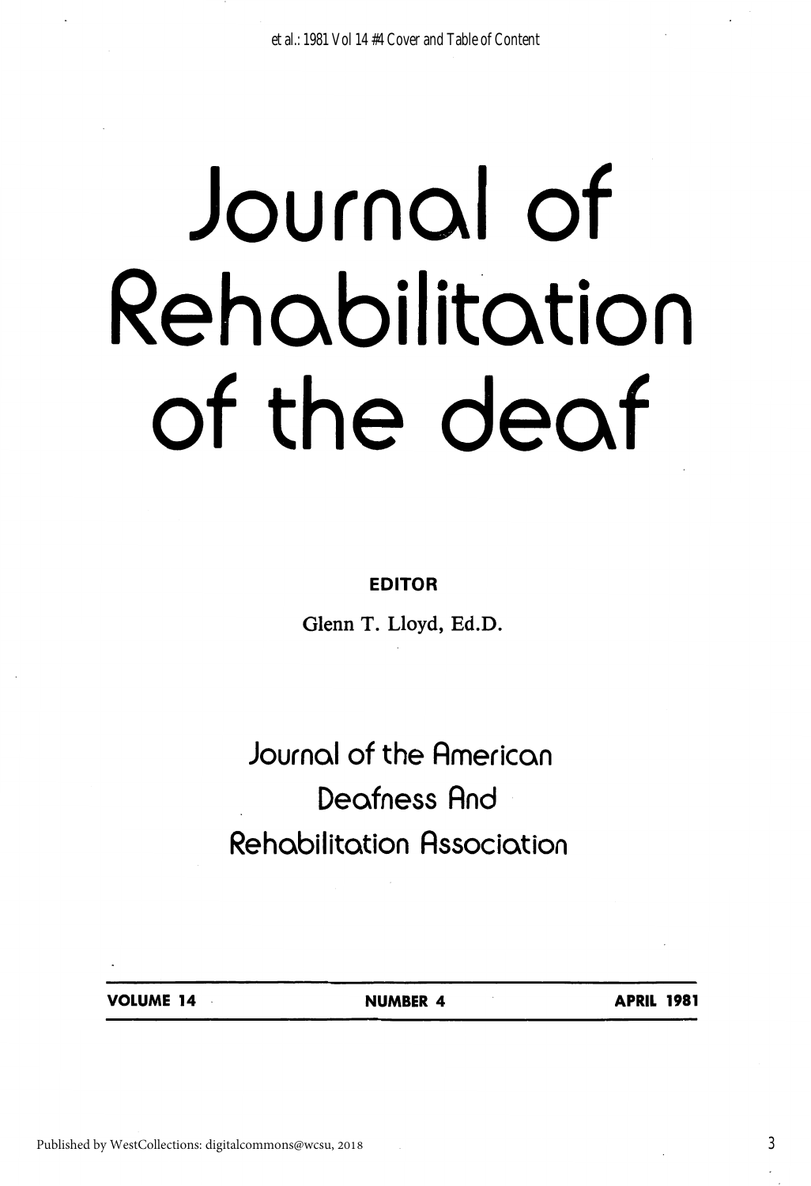# Journal of Rehabilitation of the deaf

**EDITOR**

Glenn T. Lloyd, Ed.D.

Journal of the American Deafness And Rehabilitation Association

| | | |
|---|---|---|
| **VOLUME 14** | **NUMBER 4** | **APRIL 1981** |